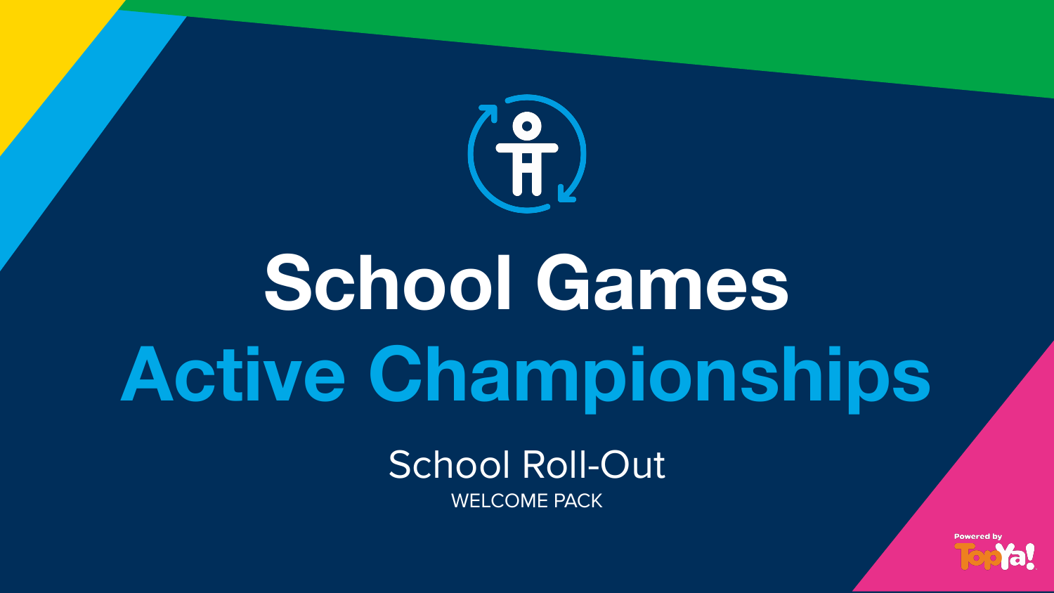# School Games

# Active Championships

## School Roll-Out

WELCOME PACK

Powered by TopYa!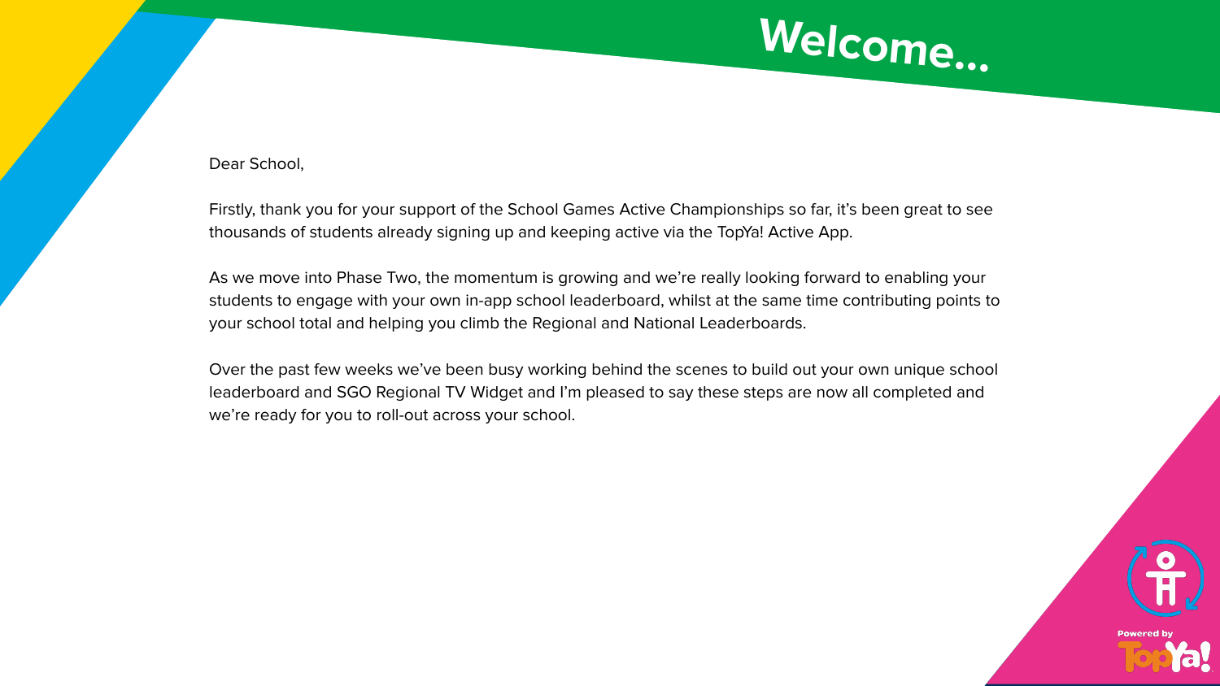# Welcome...

Dear School,

Firstly, thank you for your support of the School Games Active Championships so far, it's been great to see thousands of students already signing up and keeping active via the TopYa! Active App.

As we move into Phase Two, the momentum is growing and we're really looking forward to enabling your students to engage with your own in-app school leaderboard, whilst at the same time contributing points to your school total and helping you climb the Regional and National Leaderboards.

Over the past few weeks we've been busy working behind the scenes to build out your own unique school leaderboard and SGO Regional TV Widget and I'm pleased to say these steps are now all completed and we're ready for you to roll-out across your school.

Powered by TopYa!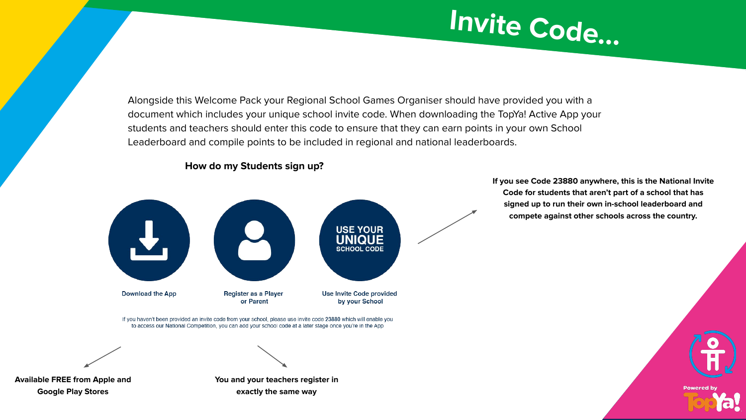# Invite Code...

Alongside this Welcome Pack your Regional School Games Organiser should have provided you with a document which includes your unique school invite code. When downloading the TopYa! Active App your students and teachers should enter this code to ensure that they can earn points in your own School Leaderboard and compile points to be included in regional and national leaderboards.

**How do my Students sign up?**

USE YOUR UNIQUE SCHOOL CODE

Download the App

Register as a Player or Parent

Use Invite Code provided by your School

**If you see Code 23880 anywhere, this is the National Invite Code for students that aren't part of a school that has signed up to run their own in-school leaderboard and compete against other schools across the country.**

If you haven't been provided an invite code from your school, please use invite code **23880** which will enable you to access our National Competition, you can add your school code at a later stage once you're in the App

**Available FREE from Apple and Google Play Stores**

**You and your teachers register in exactly the same way**

Powered by TopYa!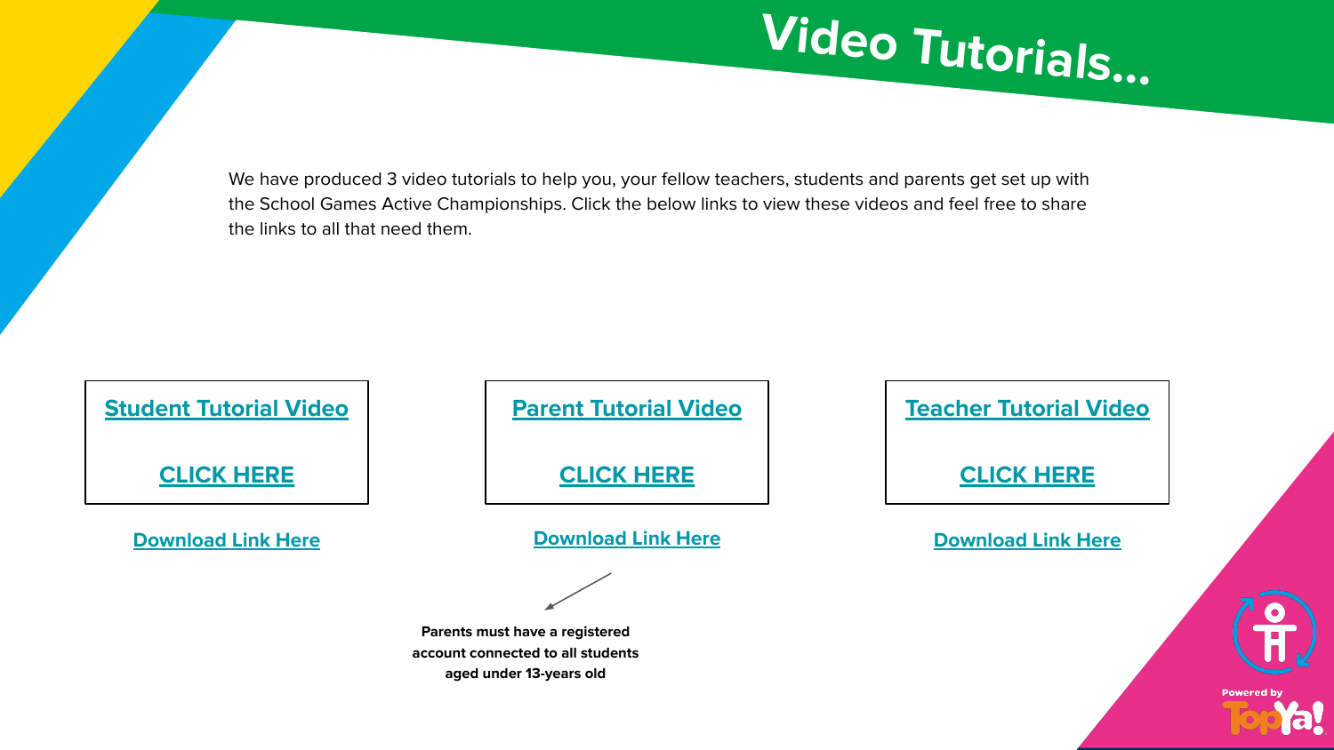# Video Tutorials...

We have produced 3 video tutorials to help you, your fellow teachers, students and parents get set up with the School Games Active Championships. Click the below links to view these videos and feel free to share the links to all that need them.

**Student Tutorial Video**

**CLICK HERE**

**Download Link Here**

**Parent Tutorial Video**

**CLICK HERE**

**Download Link Here**

**Parents must have a registered account connected to all students aged under 13-years old**

**Teacher Tutorial Video**

**CLICK HERE**

**Download Link Here**

Powered by TopYa!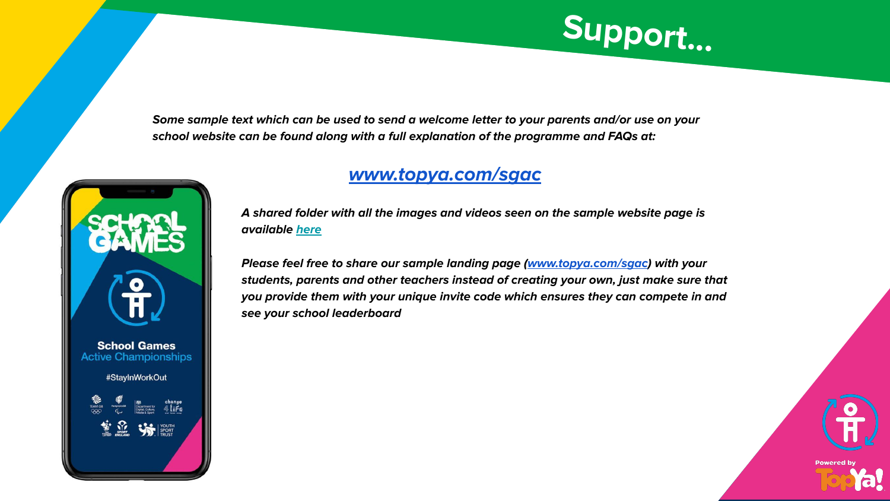# Support...

***Some sample text which can be used to send a welcome letter to your parents and/or use on your school website can be found along with a full explanation of the programme and FAQs at:***

***[www.topya.com/sgac](http://www.topya.com/sgac)***

***A shared folder with all the images and videos seen on the sample website page is available here***

***Please feel free to share our sample landing page ([www.topya.com/sgac](http://www.topya.com/sgac)) with your students, parents and other teachers instead of creating your own, just make sure that you provide them with your unique invite code which ensures they can compete in and see your school leaderboard***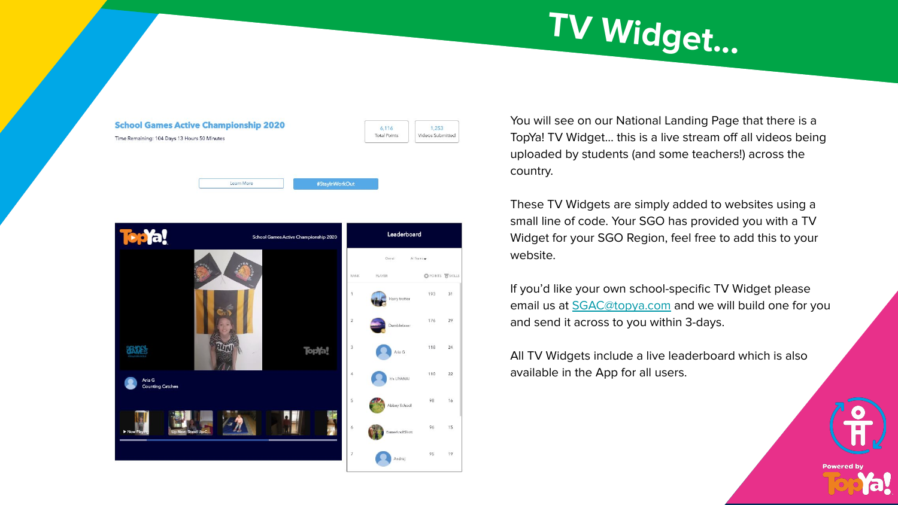# TV Widget...

You will see on our National Landing Page that there is a TopYa! TV Widget... this is a live stream off all videos being uploaded by students (and some teachers!) across the country.

These TV Widgets are simply added to websites using a small line of code. Your SGO has provided you with a TV Widget for your SGO Region, feel free to add this to your website.

If you'd like your own school-specific TV Widget please email us at SGAC@topya.com and we will build one for you and send it across to you within 3-days.

All TV Widgets include a live leaderboard which is also available in the App for all users.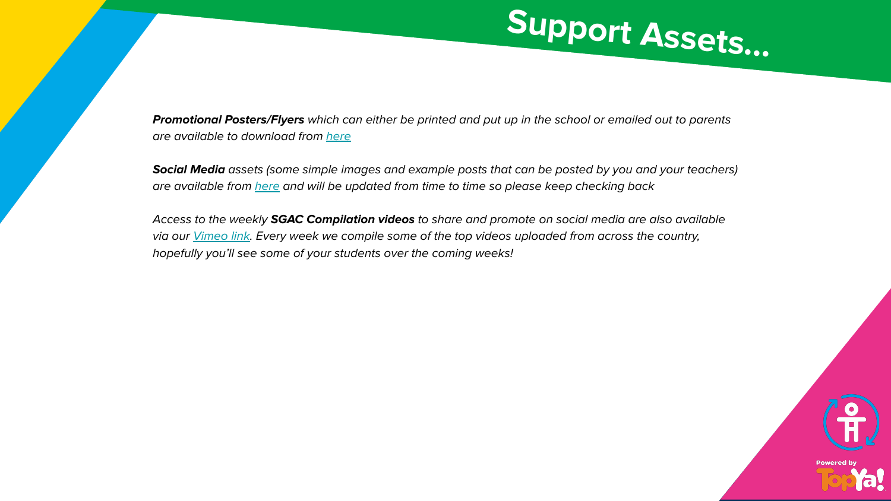# Support Assets...

***Promotional Posters/Flyers*** *which can either be printed and put up in the school or emailed out to parents are available to download from* *here*

***Social Media*** *assets (some simple images and example posts that can be posted by you and your teachers) are available from* *here* *and will be updated from time to time so please keep checking back*

*Access to the weekly* ***SGAC Compilation videos*** *to share and promote on social media are also available via our* *Vimeo link*. *Every week we compile some of the top videos uploaded from across the country, hopefully you'll see some of your students over the coming weeks!*

Powered by TopYa!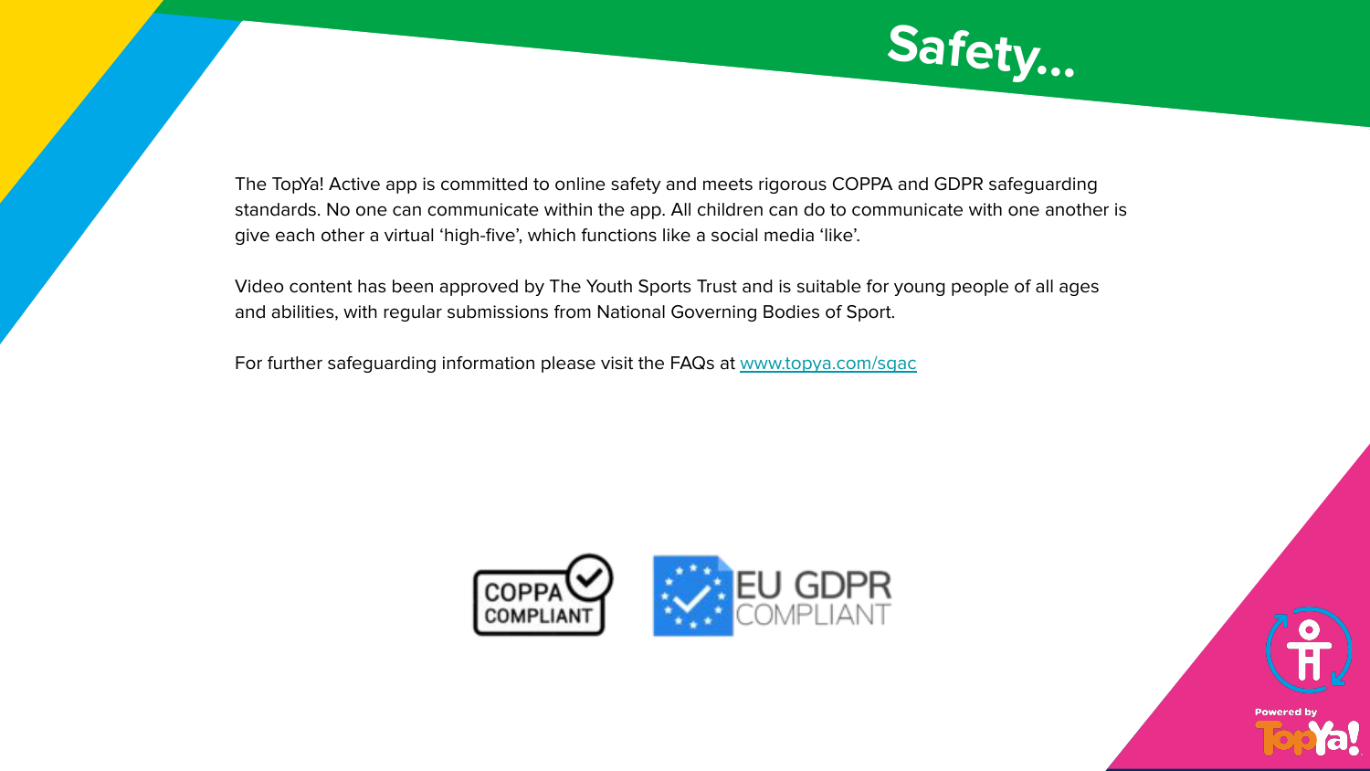# Safety...

The TopYa! Active app is committed to online safety and meets rigorous COPPA and GDPR safeguarding standards. No one can communicate within the app. All children can do to communicate with one another is give each other a virtual 'high-five', which functions like a social media 'like'.

Video content has been approved by The Youth Sports Trust and is suitable for young people of all ages and abilities, with regular submissions from National Governing Bodies of Sport.

For further safeguarding information please visit the FAQs at [www.topya.com/sgac](http://www.topya.com/sgac)

COPPA COMPLIANT

EU GDPR COMPLIANT

Powered by TopYa!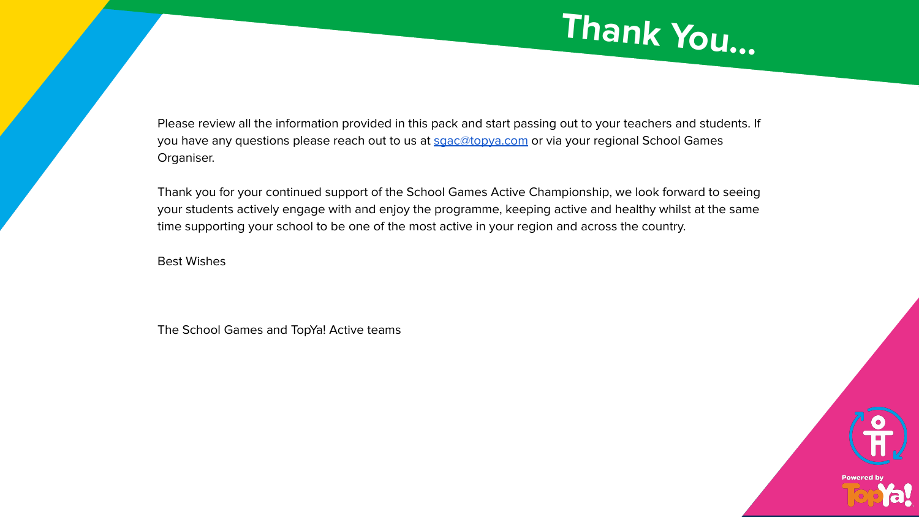# Thank You...

Please review all the information provided in this pack and start passing out to your teachers and students. If you have any questions please reach out to us at sgac@topya.com or via your regional School Games Organiser.

Thank you for your continued support of the School Games Active Championship, we look forward to seeing your students actively engage with and enjoy the programme, keeping active and healthy whilst at the same time supporting your school to be one of the most active in your region and across the country.

Best Wishes

The School Games and TopYa! Active teams

Powered by TopYa!